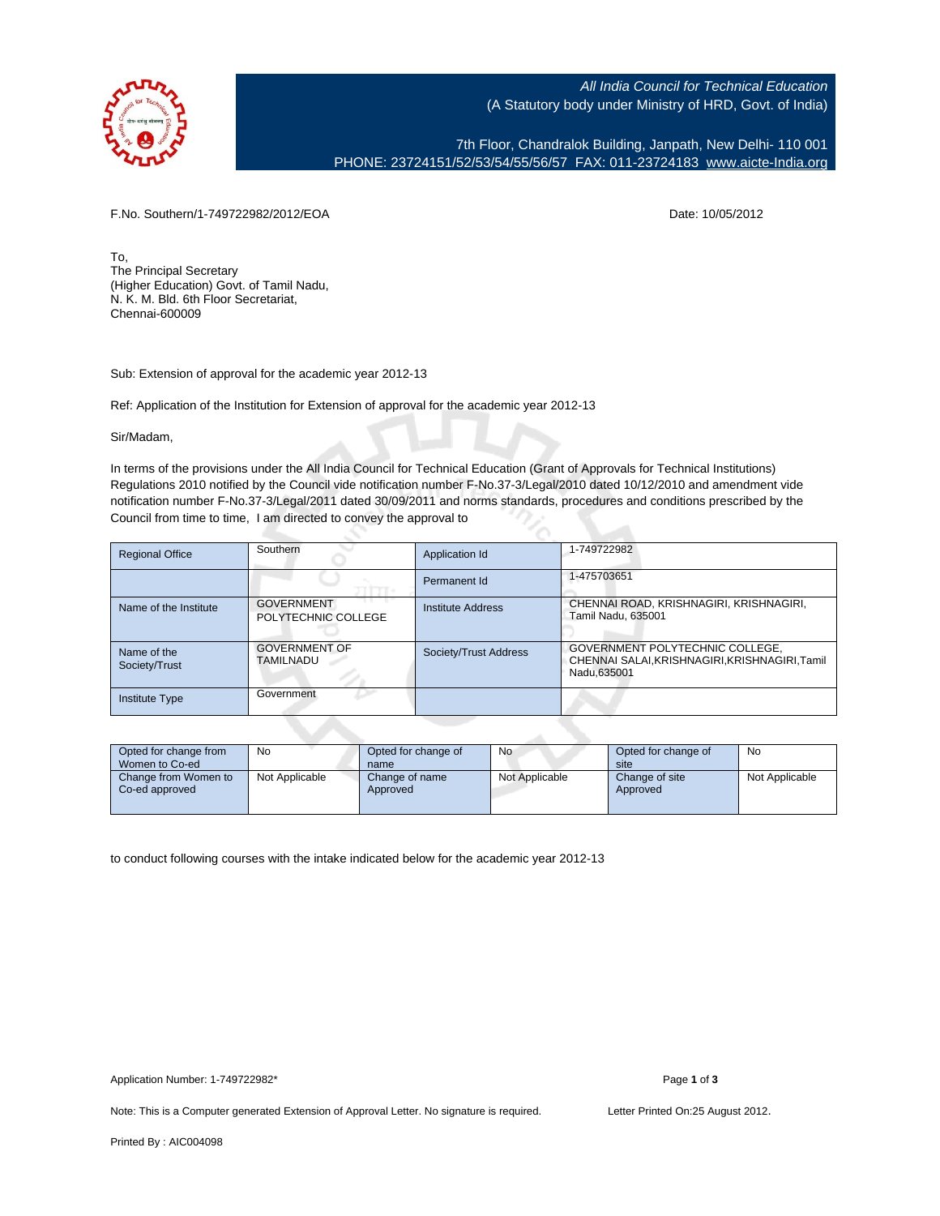*All India Council for Technical Education*
(A Statutory body under Ministry of HRD, Govt. of India)

7th Floor, Chandralok Building, Janpath, New Delhi- 110 001
PHONE: 23724151/52/53/54/55/56/57 FAX: 011-23724183 www.aicte-India.org

F.No. Southern/1-749722982/2012/EOA

Date: 10/05/2012

To,
The Principal Secretary
(Higher Education) Govt. of Tamil Nadu,
N. K. M. Bld. 6th Floor Secretariat,
Chennai-600009

Sub: Extension of approval for the academic year 2012-13

Ref: Application of the Institution for Extension of approval for the academic year 2012-13

Sir/Madam,

In terms of the provisions under the All India Council for Technical Education (Grant of Approvals for Technical Institutions) Regulations 2010 notified by the Council vide notification number F-No.37-3/Legal/2010 dated 10/12/2010 and amendment vide notification number F-No.37-3/Legal/2011 dated 30/09/2011 and norms standards, procedures and conditions prescribed by the Council from time to time, I am directed to convey the approval to

| Regional Office | Southern | Application Id | 1-749722982 |
|---|---|---|---|
| | | Permanent Id | 1-475703651 |
| Name of the Institute | GOVERNMENT POLYTECHNIC COLLEGE | Institute Address | CHENNAI ROAD, KRISHNAGIRI, KRISHNAGIRI, Tamil Nadu, 635001 |
| Name of the Society/Trust | GOVERNMENT OF TAMILNADU | Society/Trust Address | GOVERNMENT POLYTECHNIC COLLEGE, CHENNAI SALAI,KRISHNAGIRI,KRISHNAGIRI,Tamil Nadu,635001 |
| Institute Type | Government | | |

| Opted for change from Women to Co-ed | No | Opted for change of name | No | Opted for change of site | No |
|---|---|---|---|---|---|
| Change from Women to Co-ed approved | Not Applicable | Change of name Approved | Not Applicable | Change of site Approved | Not Applicable |

to conduct following courses with the intake indicated below for the academic year 2012-13

Application Number: 1-749722982*

Note: This is a Computer generated Extension of Approval Letter. No signature is required.

Letter Printed On:25 August 2012.

Printed By : AIC004098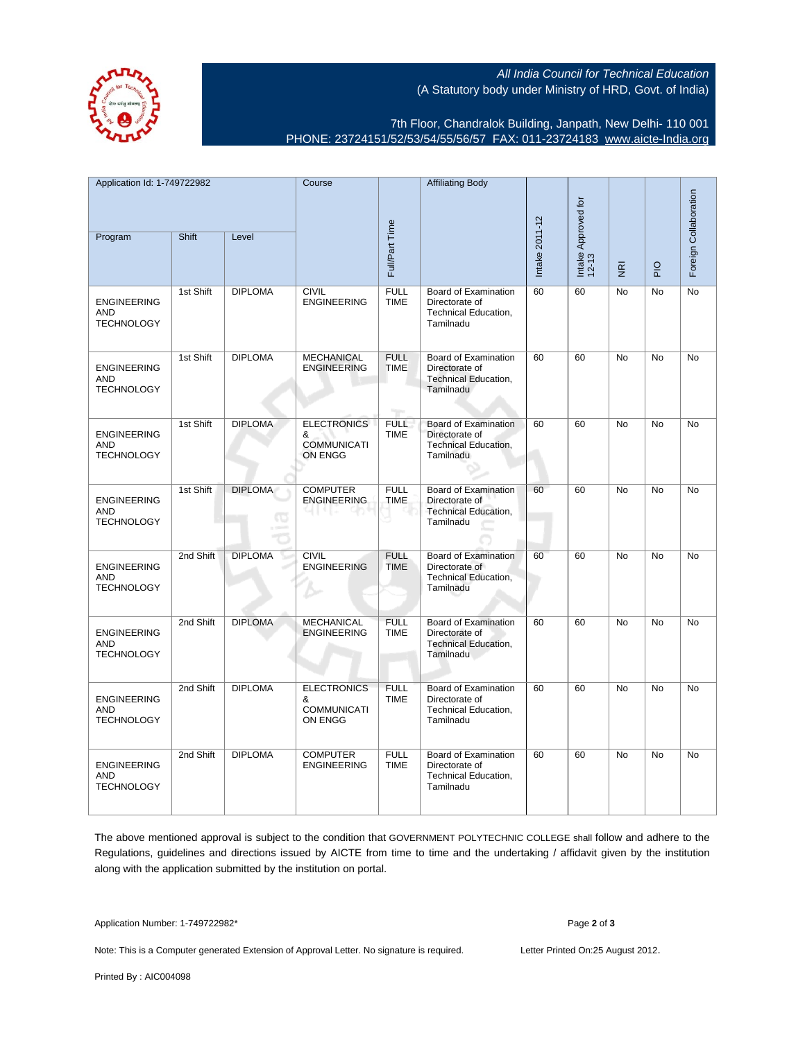All India Council for Technical Education
(A Statutory body under Ministry of HRD, Govt. of India)

7th Floor, Chandralok Building, Janpath, New Delhi- 110 001
PHONE: 23724151/52/53/54/55/56/57 FAX: 011-23724183 www.aicte-India.org

| Application Id: 1-749722982 | | | Course | Full/Part Time | Affiliating Body | Intake 2011-12 | Intake Approved for 12-13 | NRI | PIO | Foreign Collaboration |
|---|---|---|---|---|---|---|---|---|---|---|
| Program | Shift | Level | | | | | | | | |
| ENGINEERING AND TECHNOLOGY | 1st Shift | DIPLOMA | CIVIL ENGINEERING | FULL TIME | Board of Examination Directorate of Technical Education, Tamilnadu | 60 | 60 | No | No | No |
| ENGINEERING AND TECHNOLOGY | 1st Shift | DIPLOMA | MECHANICAL ENGINEERING | FULL TIME | Board of Examination Directorate of Technical Education, Tamilnadu | 60 | 60 | No | No | No |
| ENGINEERING AND TECHNOLOGY | 1st Shift | DIPLOMA | ELECTRONICS & COMMUNICATION ENGG | FULL TIME | Board of Examination Directorate of Technical Education, Tamilnadu | 60 | 60 | No | No | No |
| ENGINEERING AND TECHNOLOGY | 1st Shift | DIPLOMA | COMPUTER ENGINEERING | FULL TIME | Board of Examination Directorate of Technical Education, Tamilnadu | 60 | 60 | No | No | No |
| ENGINEERING AND TECHNOLOGY | 2nd Shift | DIPLOMA | CIVIL ENGINEERING | FULL TIME | Board of Examination Directorate of Technical Education, Tamilnadu | 60 | 60 | No | No | No |
| ENGINEERING AND TECHNOLOGY | 2nd Shift | DIPLOMA | MECHANICAL ENGINEERING | FULL TIME | Board of Examination Directorate of Technical Education, Tamilnadu | 60 | 60 | No | No | No |
| ENGINEERING AND TECHNOLOGY | 2nd Shift | DIPLOMA | ELECTRONICS & COMMUNICATION ENGG | FULL TIME | Board of Examination Directorate of Technical Education, Tamilnadu | 60 | 60 | No | No | No |
| ENGINEERING AND TECHNOLOGY | 2nd Shift | DIPLOMA | COMPUTER ENGINEERING | FULL TIME | Board of Examination Directorate of Technical Education, Tamilnadu | 60 | 60 | No | No | No |

The above mentioned approval is subject to the condition that GOVERNMENT POLYTECHNIC COLLEGE shall follow and adhere to the Regulations, guidelines and directions issued by AICTE from time to time and the undertaking / affidavit given by the institution along with the application submitted by the institution on portal.

Application Number: 1-749722982*

Note: This is a Computer generated Extension of Approval Letter. No signature is required. Letter Printed On:25 August 2012.

Printed By : AIC004098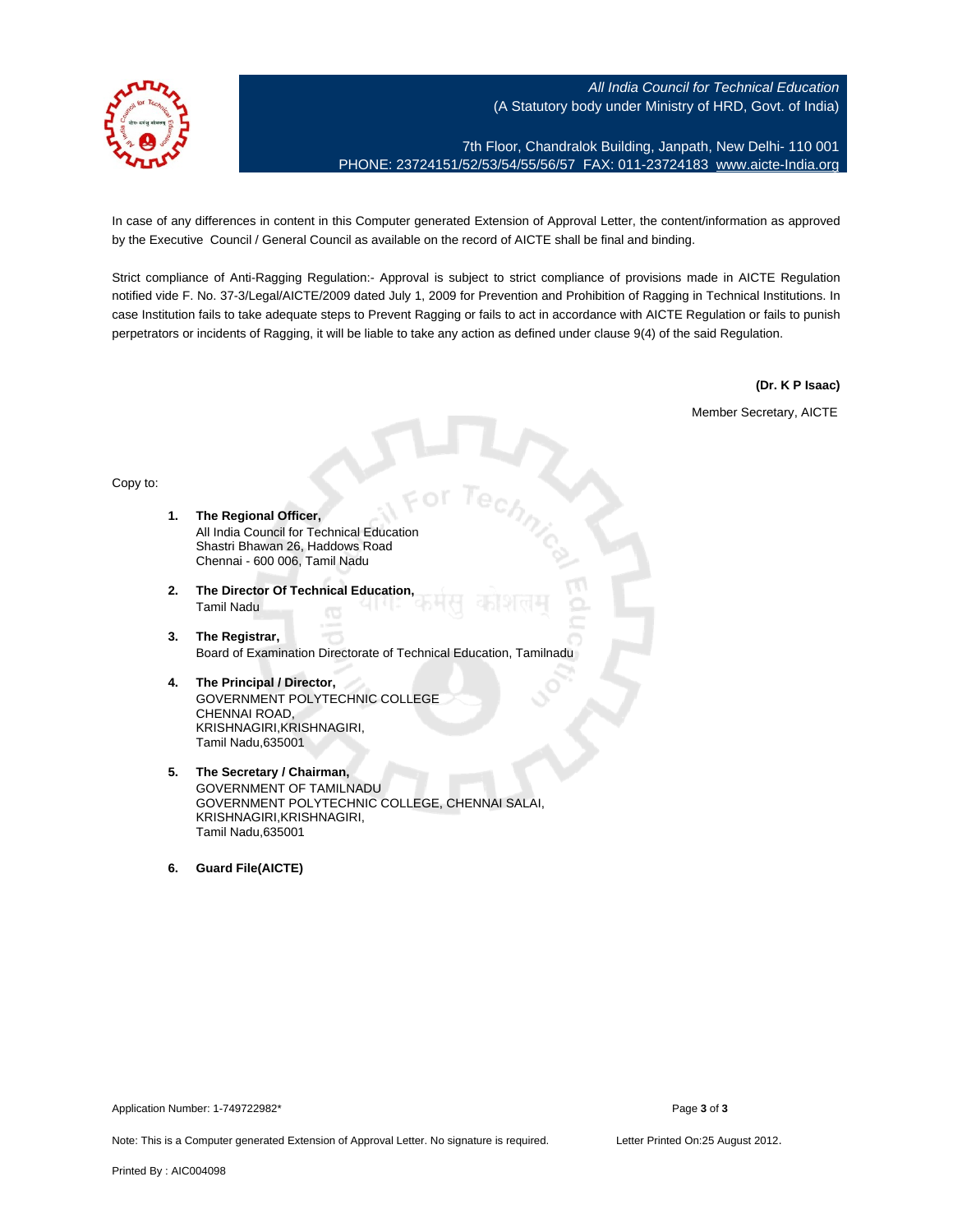All India Council for Technical Education
(A Statutory body under Ministry of HRD, Govt. of India)

7th Floor, Chandralok Building, Janpath, New Delhi- 110 001
PHONE: 23724151/52/53/54/55/56/57 FAX: 011-23724183 www.aicte-India.org

In case of any differences in content in this Computer generated Extension of Approval Letter, the content/information as approved by the Executive Council / General Council as available on the record of AICTE shall be final and binding.

Strict compliance of Anti-Ragging Regulation:- Approval is subject to strict compliance of provisions made in AICTE Regulation notified vide F. No. 37-3/Legal/AICTE/2009 dated July 1, 2009 for Prevention and Prohibition of Ragging in Technical Institutions. In case Institution fails to take adequate steps to Prevent Ragging or fails to act in accordance with AICTE Regulation or fails to punish perpetrators or incidents of Ragging, it will be liable to take any action as defined under clause 9(4) of the said Regulation.

**(Dr. K P Isaac)**

Member Secretary, AICTE

Copy to:

1. **The Regional Officer,**
   All India Council for Technical Education
   Shastri Bhawan 26, Haddows Road
   Chennai - 600 006, Tamil Nadu

2. **The Director Of Technical Education,**
   Tamil Nadu

3. **The Registrar,**
   Board of Examination Directorate of Technical Education, Tamilnadu

4. **The Principal / Director,**
   GOVERNMENT POLYTECHNIC COLLEGE
   CHENNAI ROAD,
   KRISHNAGIRI,KRISHNAGIRI,
   Tamil Nadu,635001

5. **The Secretary / Chairman,**
   GOVERNMENT OF TAMILNADU
   GOVERNMENT POLYTECHNIC COLLEGE, CHENNAI SALAI,
   KRISHNAGIRI,KRISHNAGIRI,
   Tamil Nadu,635001

6. **Guard File(AICTE)**

Application Number: 1-749722982*

Note: This is a Computer generated Extension of Approval Letter. No signature is required.

Letter Printed On:25 August 2012.

Printed By : AIC004098